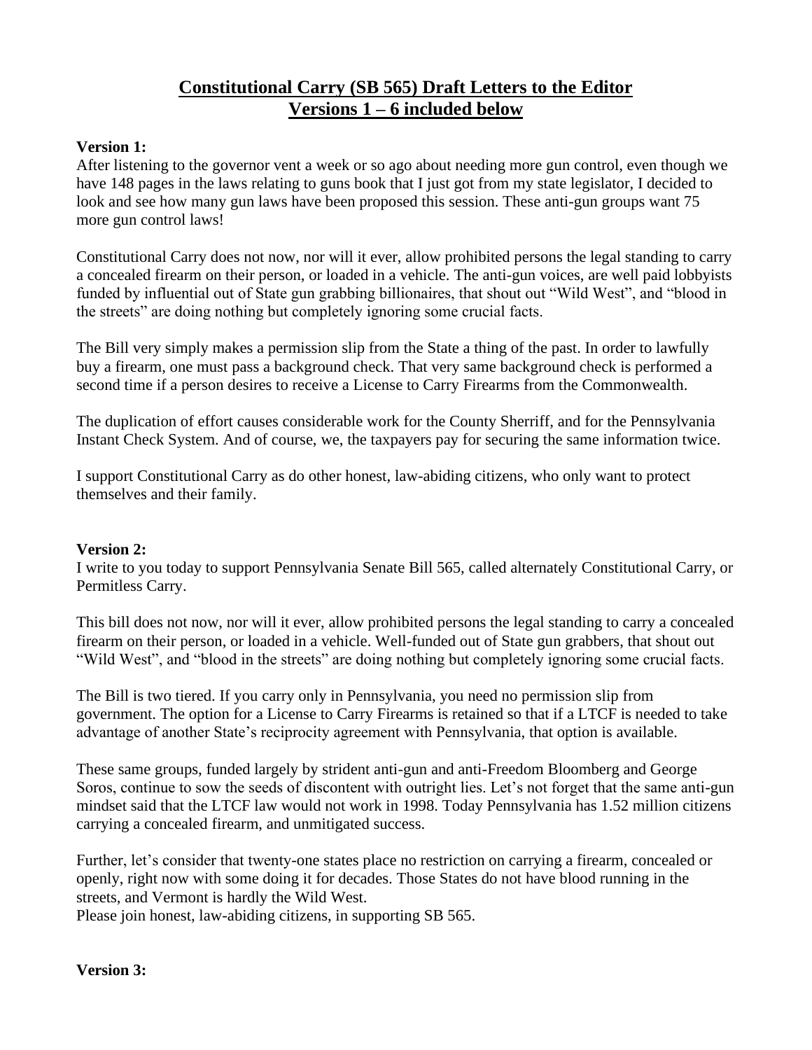# Constitutional Carry (SB 565) Draft Letters to the Editor
# Versions 1 – 6 included below

**Version 1:**
After listening to the governor vent a week or so ago about needing more gun control, even though we have 148 pages in the laws relating to guns book that I just got from my state legislator, I decided to look and see how many gun laws have been proposed this session. These anti-gun groups want 75 more gun control laws!

Constitutional Carry does not now, nor will it ever, allow prohibited persons the legal standing to carry a concealed firearm on their person, or loaded in a vehicle. The anti-gun voices, are well paid lobbyists funded by influential out of State gun grabbing billionaires, that shout out "Wild West", and "blood in the streets" are doing nothing but completely ignoring some crucial facts.

The Bill very simply makes a permission slip from the State a thing of the past. In order to lawfully buy a firearm, one must pass a background check. That very same background check is performed a second time if a person desires to receive a License to Carry Firearms from the Commonwealth.

The duplication of effort causes considerable work for the County Sherriff, and for the Pennsylvania Instant Check System. And of course, we, the taxpayers pay for securing the same information twice.

I support Constitutional Carry as do other honest, law-abiding citizens, who only want to protect themselves and their family.

**Version 2:**
I write to you today to support Pennsylvania Senate Bill 565, called alternately Constitutional Carry, or Permitless Carry.

This bill does not now, nor will it ever, allow prohibited persons the legal standing to carry a concealed firearm on their person, or loaded in a vehicle. Well-funded out of State gun grabbers, that shout out "Wild West", and "blood in the streets" are doing nothing but completely ignoring some crucial facts.

The Bill is two tiered. If you carry only in Pennsylvania, you need no permission slip from government. The option for a License to Carry Firearms is retained so that if a LTCF is needed to take advantage of another State's reciprocity agreement with Pennsylvania, that option is available.

These same groups, funded largely by strident anti-gun and anti-Freedom Bloomberg and George Soros, continue to sow the seeds of discontent with outright lies. Let's not forget that the same anti-gun mindset said that the LTCF law would not work in 1998. Today Pennsylvania has 1.52 million citizens carrying a concealed firearm, and unmitigated success.

Further, let's consider that twenty-one states place no restriction on carrying a firearm, concealed or openly, right now with some doing it for decades. Those States do not have blood running in the streets, and Vermont is hardly the Wild West.
Please join honest, law-abiding citizens, in supporting SB 565.

**Version 3:**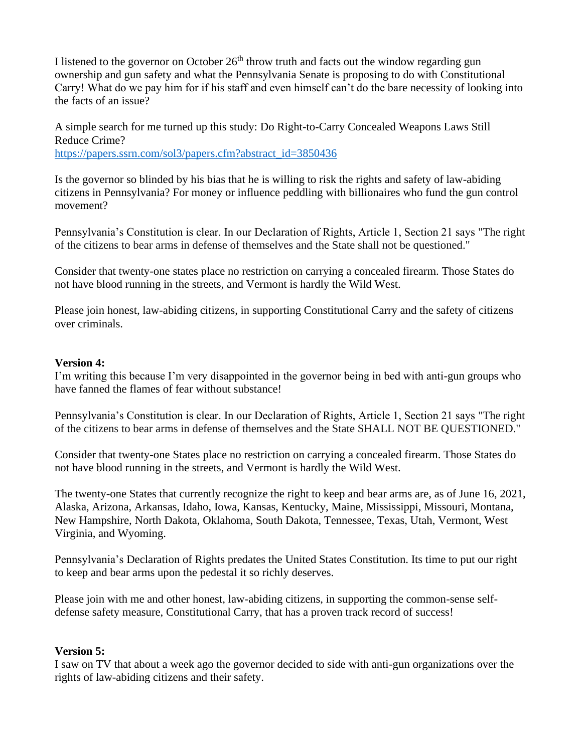I listened to the governor on October 26th throw truth and facts out the window regarding gun ownership and gun safety and what the Pennsylvania Senate is proposing to do with Constitutional Carry! What do we pay him for if his staff and even himself can't do the bare necessity of looking into the facts of an issue?

A simple search for me turned up this study: Do Right-to-Carry Concealed Weapons Laws Still Reduce Crime?
https://papers.ssrn.com/sol3/papers.cfm?abstract_id=3850436

Is the governor so blinded by his bias that he is willing to risk the rights and safety of law-abiding citizens in Pennsylvania? For money or influence peddling with billionaires who fund the gun control movement?

Pennsylvania's Constitution is clear. In our Declaration of Rights, Article 1, Section 21 says "The right of the citizens to bear arms in defense of themselves and the State shall not be questioned."

Consider that twenty-one states place no restriction on carrying a concealed firearm. Those States do not have blood running in the streets, and Vermont is hardly the Wild West.

Please join honest, law-abiding citizens, in supporting Constitutional Carry and the safety of citizens over criminals.

**Version 4:**

I'm writing this because I'm very disappointed in the governor being in bed with anti-gun groups who have fanned the flames of fear without substance!

Pennsylvania's Constitution is clear. In our Declaration of Rights, Article 1, Section 21 says "The right of the citizens to bear arms in defense of themselves and the State SHALL NOT BE QUESTIONED."

Consider that twenty-one States place no restriction on carrying a concealed firearm. Those States do not have blood running in the streets, and Vermont is hardly the Wild West.

The twenty-one States that currently recognize the right to keep and bear arms are, as of June 16, 2021, Alaska, Arizona, Arkansas, Idaho, Iowa, Kansas, Kentucky, Maine, Mississippi, Missouri, Montana, New Hampshire, North Dakota, Oklahoma, South Dakota, Tennessee, Texas, Utah, Vermont, West Virginia, and Wyoming.

Pennsylvania's Declaration of Rights predates the United States Constitution. Its time to put our right to keep and bear arms upon the pedestal it so richly deserves.

Please join with me and other honest, law-abiding citizens, in supporting the common-sense self-defense safety measure, Constitutional Carry, that has a proven track record of success!

**Version 5:**

I saw on TV that about a week ago the governor decided to side with anti-gun organizations over the rights of law-abiding citizens and their safety.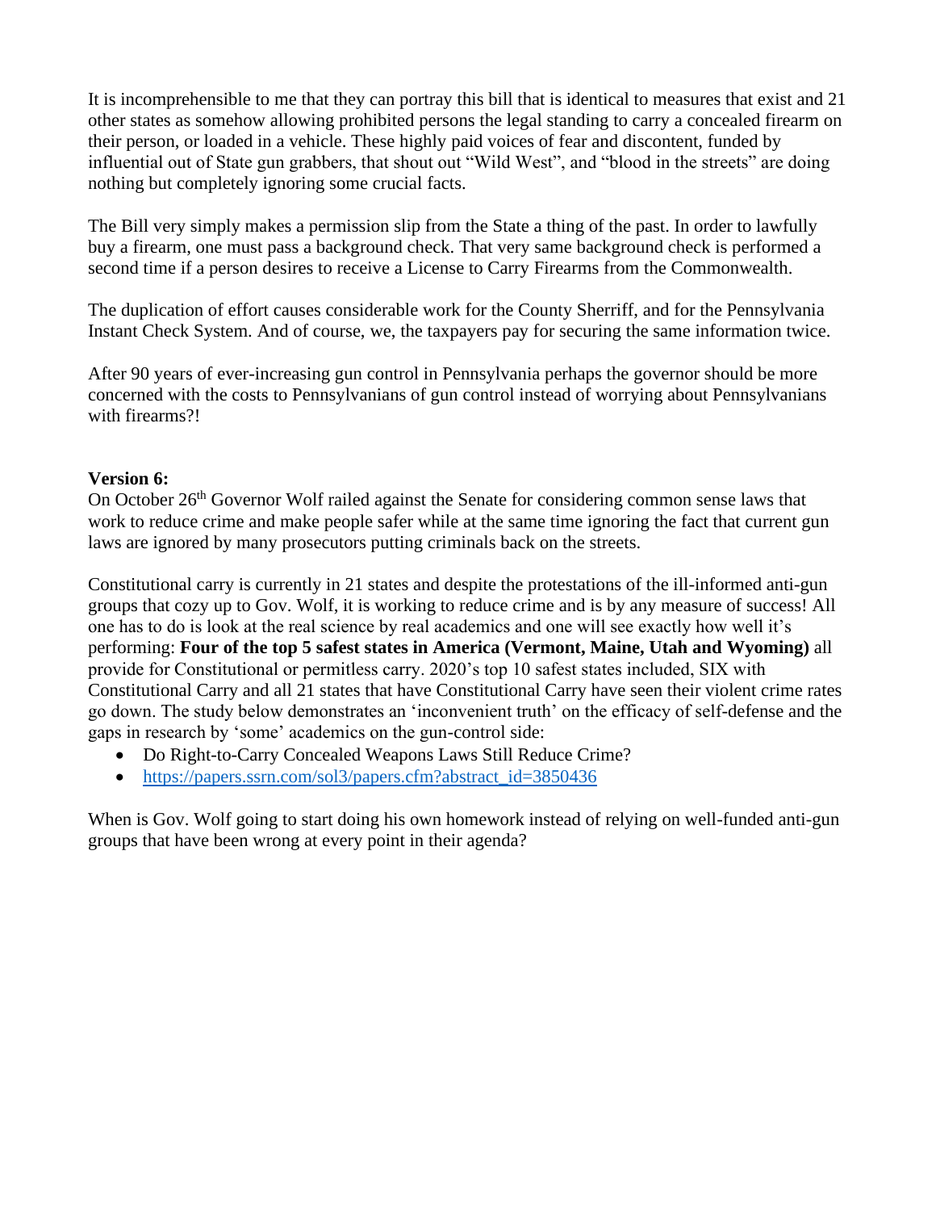It is incomprehensible to me that they can portray this bill that is identical to measures that exist and 21 other states as somehow allowing prohibited persons the legal standing to carry a concealed firearm on their person, or loaded in a vehicle. These highly paid voices of fear and discontent, funded by influential out of State gun grabbers, that shout out "Wild West", and "blood in the streets" are doing nothing but completely ignoring some crucial facts.

The Bill very simply makes a permission slip from the State a thing of the past. In order to lawfully buy a firearm, one must pass a background check. That very same background check is performed a second time if a person desires to receive a License to Carry Firearms from the Commonwealth.

The duplication of effort causes considerable work for the County Sherriff, and for the Pennsylvania Instant Check System. And of course, we, the taxpayers pay for securing the same information twice.

After 90 years of ever-increasing gun control in Pennsylvania perhaps the governor should be more concerned with the costs to Pennsylvanians of gun control instead of worrying about Pennsylvanians with firearms?!

**Version 6:**

On October 26th Governor Wolf railed against the Senate for considering common sense laws that work to reduce crime and make people safer while at the same time ignoring the fact that current gun laws are ignored by many prosecutors putting criminals back on the streets.

Constitutional carry is currently in 21 states and despite the protestations of the ill-informed anti-gun groups that cozy up to Gov. Wolf, it is working to reduce crime and is by any measure of success! All one has to do is look at the real science by real academics and one will see exactly how well it's performing: **Four of the top 5 safest states in America (Vermont, Maine, Utah and Wyoming)** all provide for Constitutional or permitless carry. 2020's top 10 safest states included, SIX with Constitutional Carry and all 21 states that have Constitutional Carry have seen their violent crime rates go down. The study below demonstrates an 'inconvenient truth' on the efficacy of self-defense and the gaps in research by 'some' academics on the gun-control side:

- Do Right-to-Carry Concealed Weapons Laws Still Reduce Crime?
- https://papers.ssrn.com/sol3/papers.cfm?abstract_id=3850436

When is Gov. Wolf going to start doing his own homework instead of relying on well-funded anti-gun groups that have been wrong at every point in their agenda?